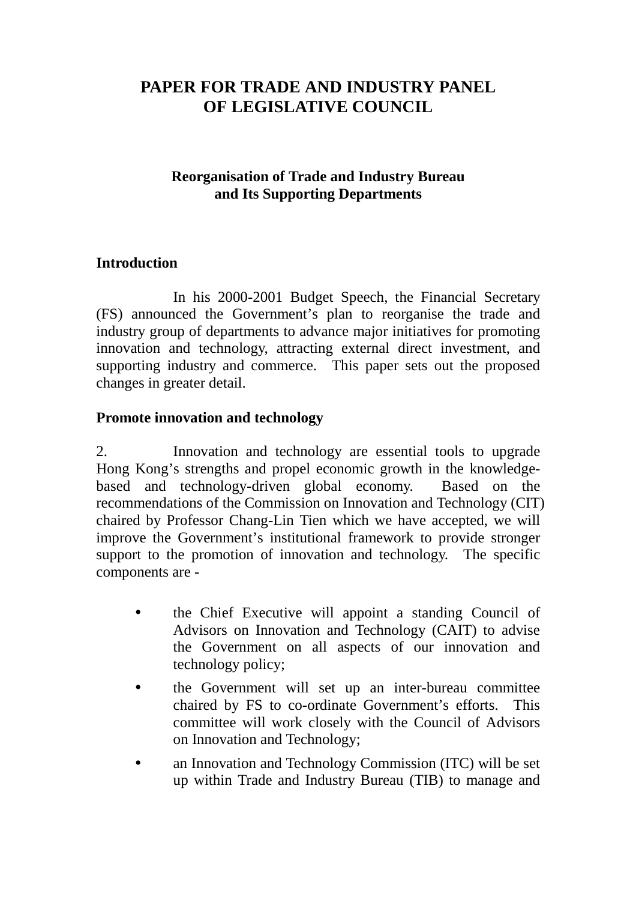# PAPER FOR TRADE AND INDUSTRY PANEL OF LEGISLATIVE COUNCIL

## Reorganisation of Trade and Industry Bureau and Its Supporting Departments

### Introduction

In his 2000-2001 Budget Speech, the Financial Secretary (FS) announced the Government's plan to reorganise the trade and industry group of departments to advance major initiatives for promoting innovation and technology, attracting external direct investment, and supporting industry and commerce. This paper sets out the proposed changes in greater detail.

### Promote innovation and technology

2. Innovation and technology are essential tools to upgrade Hong Kong's strengths and propel economic growth in the knowledge-based and technology-driven global economy. Based on the recommendations of the Commission on Innovation and Technology (CIT) chaired by Professor Chang-Lin Tien which we have accepted, we will improve the Government's institutional framework to provide stronger support to the promotion of innovation and technology. The specific components are -

- the Chief Executive will appoint a standing Council of Advisors on Innovation and Technology (CAIT) to advise the Government on all aspects of our innovation and technology policy;
- the Government will set up an inter-bureau committee chaired by FS to co-ordinate Government's efforts. This committee will work closely with the Council of Advisors on Innovation and Technology;
- an Innovation and Technology Commission (ITC) will be set up within Trade and Industry Bureau (TIB) to manage and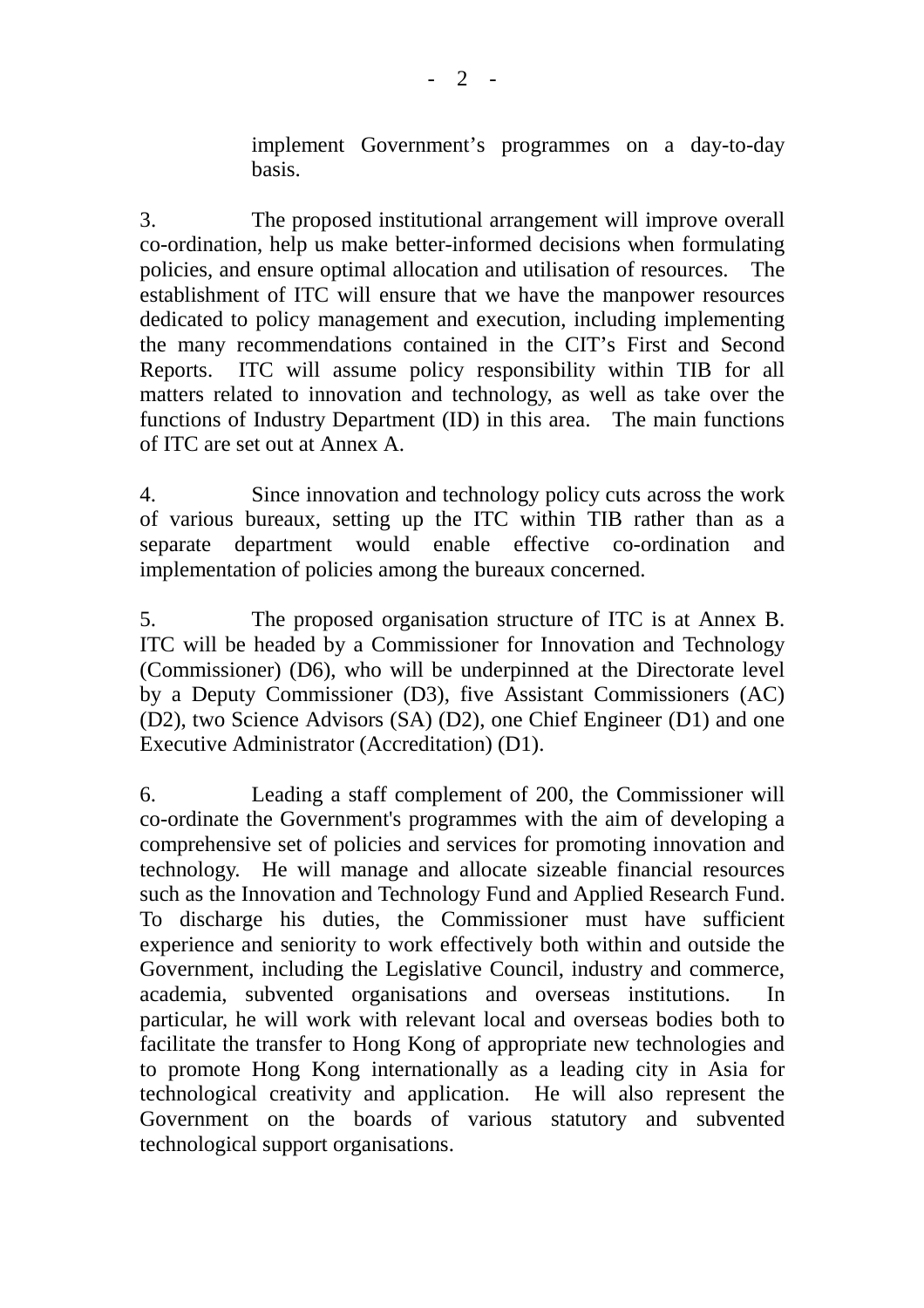implement Government's programmes on a day-to-day basis.

3. The proposed institutional arrangement will improve overall co-ordination, help us make better-informed decisions when formulating policies, and ensure optimal allocation and utilisation of resources. The establishment of ITC will ensure that we have the manpower resources dedicated to policy management and execution, including implementing the many recommendations contained in the CIT's First and Second Reports. ITC will assume policy responsibility within TIB for all matters related to innovation and technology, as well as take over the functions of Industry Department (ID) in this area. The main functions of ITC are set out at Annex A.

4. Since innovation and technology policy cuts across the work of various bureaux, setting up the ITC within TIB rather than as a separate department would enable effective co-ordination and implementation of policies among the bureaux concerned.

5. The proposed organisation structure of ITC is at Annex B. ITC will be headed by a Commissioner for Innovation and Technology (Commissioner) (D6), who will be underpinned at the Directorate level by a Deputy Commissioner (D3), five Assistant Commissioners (AC) (D2), two Science Advisors (SA) (D2), one Chief Engineer (D1) and one Executive Administrator (Accreditation) (D1).

6. Leading a staff complement of 200, the Commissioner will co-ordinate the Government's programmes with the aim of developing a comprehensive set of policies and services for promoting innovation and technology. He will manage and allocate sizeable financial resources such as the Innovation and Technology Fund and Applied Research Fund. To discharge his duties, the Commissioner must have sufficient experience and seniority to work effectively both within and outside the Government, including the Legislative Council, industry and commerce, academia, subvented organisations and overseas institutions. In particular, he will work with relevant local and overseas bodies both to facilitate the transfer to Hong Kong of appropriate new technologies and to promote Hong Kong internationally as a leading city in Asia for technological creativity and application. He will also represent the Government on the boards of various statutory and subvented technological support organisations.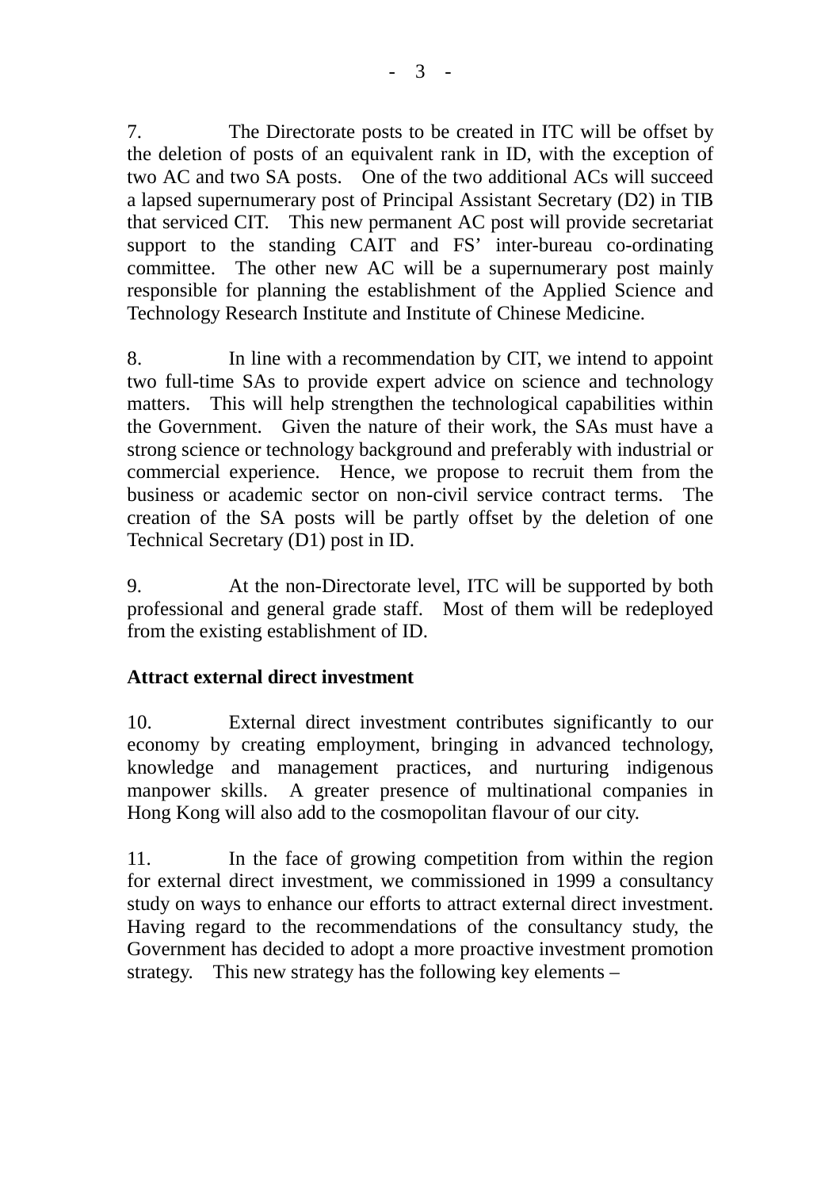7. The Directorate posts to be created in ITC will be offset by the deletion of posts of an equivalent rank in ID, with the exception of two AC and two SA posts. One of the two additional ACs will succeed a lapsed supernumerary post of Principal Assistant Secretary (D2) in TIB that serviced CIT. This new permanent AC post will provide secretariat support to the standing CAIT and FS' inter-bureau co-ordinating committee. The other new AC will be a supernumerary post mainly responsible for planning the establishment of the Applied Science and Technology Research Institute and Institute of Chinese Medicine.

8. In line with a recommendation by CIT, we intend to appoint two full-time SAs to provide expert advice on science and technology matters. This will help strengthen the technological capabilities within the Government. Given the nature of their work, the SAs must have a strong science or technology background and preferably with industrial or commercial experience. Hence, we propose to recruit them from the business or academic sector on non-civil service contract terms. The creation of the SA posts will be partly offset by the deletion of one Technical Secretary (D1) post in ID.

9. At the non-Directorate level, ITC will be supported by both professional and general grade staff. Most of them will be redeployed from the existing establishment of ID.

**Attract external direct investment**

10. External direct investment contributes significantly to our economy by creating employment, bringing in advanced technology, knowledge and management practices, and nurturing indigenous manpower skills. A greater presence of multinational companies in Hong Kong will also add to the cosmopolitan flavour of our city.

11. In the face of growing competition from within the region for external direct investment, we commissioned in 1999 a consultancy study on ways to enhance our efforts to attract external direct investment. Having regard to the recommendations of the consultancy study, the Government has decided to adopt a more proactive investment promotion strategy. This new strategy has the following key elements –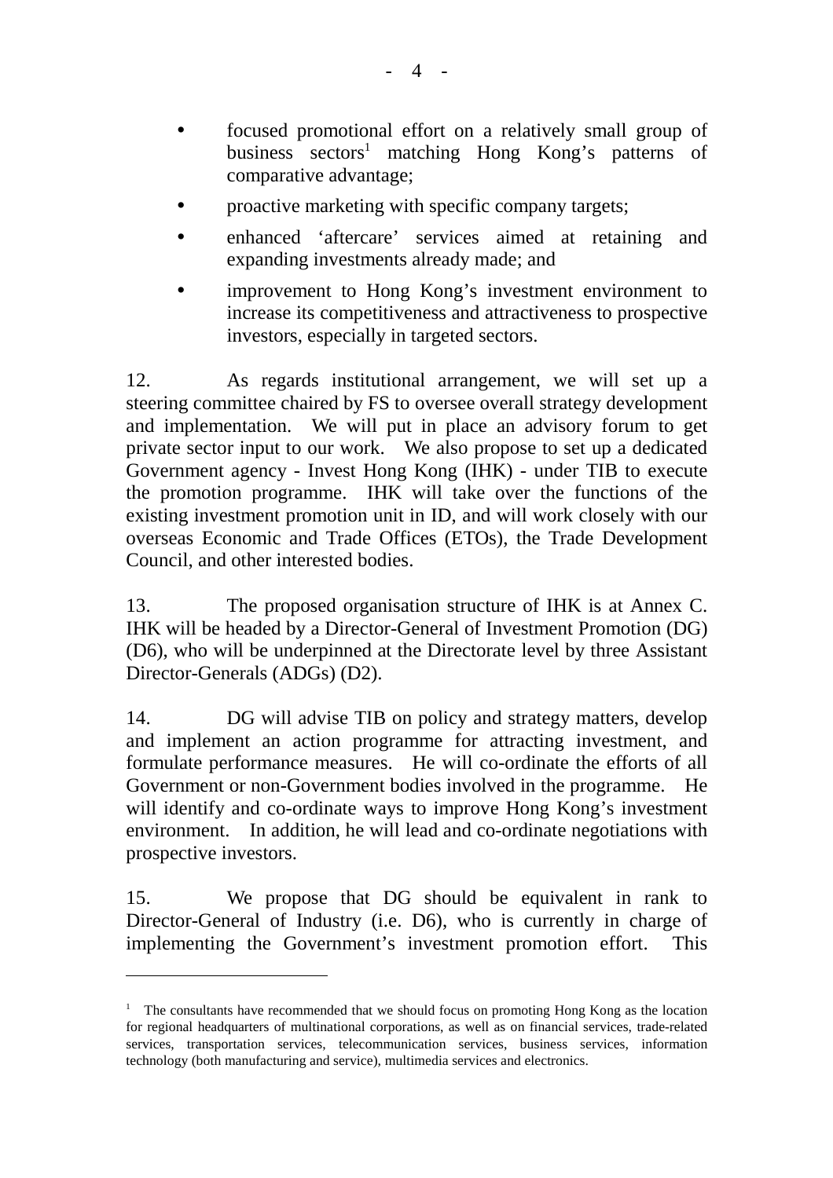- focused promotional effort on a relatively small group of business sectors[1] matching Hong Kong's patterns of comparative advantage;
- proactive marketing with specific company targets;
- enhanced 'aftercare' services aimed at retaining and expanding investments already made; and
- improvement to Hong Kong's investment environment to increase its competitiveness and attractiveness to prospective investors, especially in targeted sectors.

12. As regards institutional arrangement, we will set up a steering committee chaired by FS to oversee overall strategy development and implementation. We will put in place an advisory forum to get private sector input to our work. We also propose to set up a dedicated Government agency - Invest Hong Kong (IHK) - under TIB to execute the promotion programme. IHK will take over the functions of the existing investment promotion unit in ID, and will work closely with our overseas Economic and Trade Offices (ETOs), the Trade Development Council, and other interested bodies.

13. The proposed organisation structure of IHK is at Annex C. IHK will be headed by a Director-General of Investment Promotion (DG) (D6), who will be underpinned at the Directorate level by three Assistant Director-Generals (ADGs) (D2).

14. DG will advise TIB on policy and strategy matters, develop and implement an action programme for attracting investment, and formulate performance measures. He will co-ordinate the efforts of all Government or non-Government bodies involved in the programme. He will identify and co-ordinate ways to improve Hong Kong's investment environment. In addition, he will lead and co-ordinate negotiations with prospective investors.

15. We propose that DG should be equivalent in rank to Director-General of Industry (i.e. D6), who is currently in charge of implementing the Government's investment promotion effort. This

---

[1] The consultants have recommended that we should focus on promoting Hong Kong as the location for regional headquarters of multinational corporations, as well as on financial services, trade-related services, transportation services, telecommunication services, business services, information technology (both manufacturing and service), multimedia services and electronics.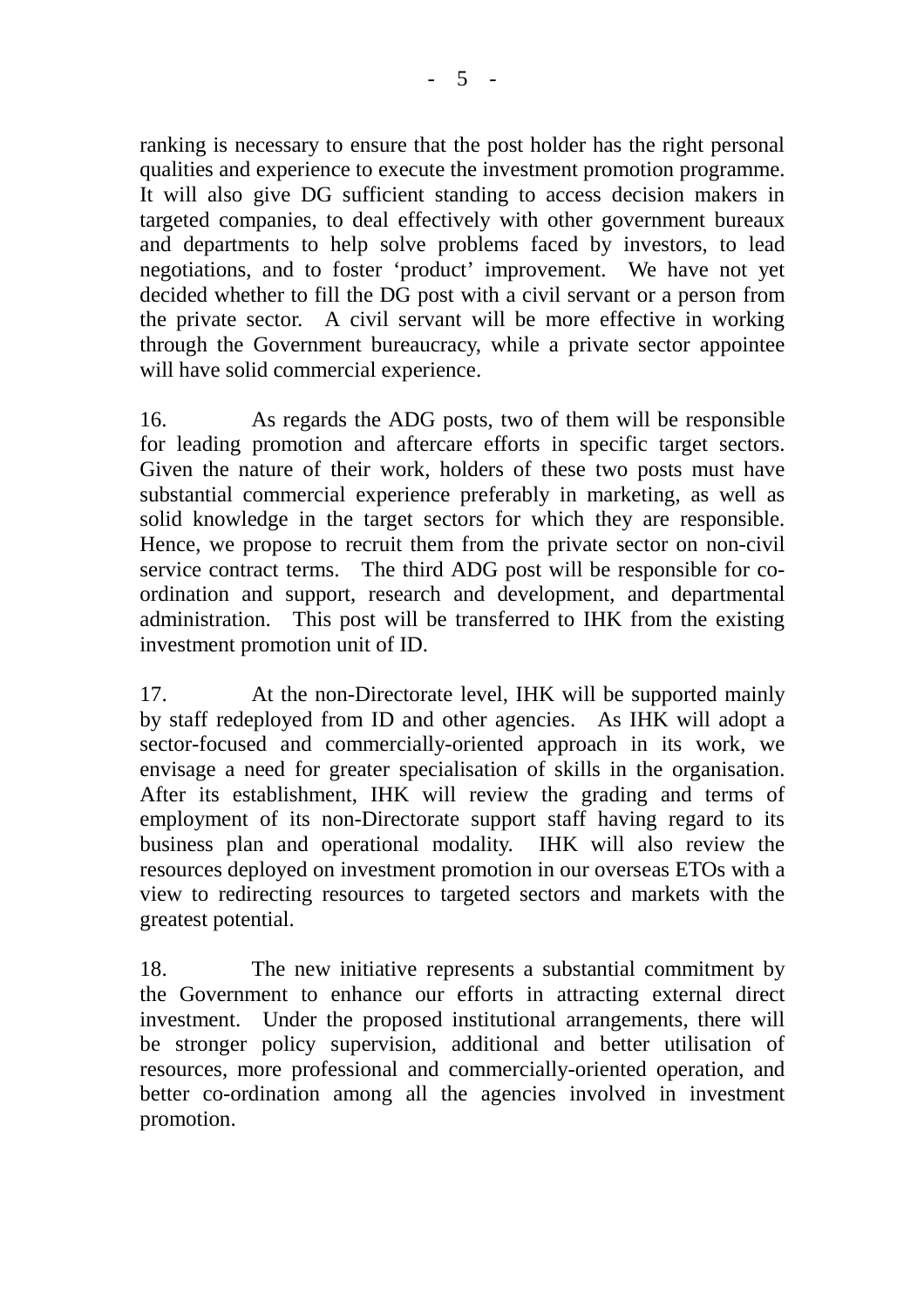ranking is necessary to ensure that the post holder has the right personal qualities and experience to execute the investment promotion programme. It will also give DG sufficient standing to access decision makers in targeted companies, to deal effectively with other government bureaux and departments to help solve problems faced by investors, to lead negotiations, and to foster 'product' improvement. We have not yet decided whether to fill the DG post with a civil servant or a person from the private sector. A civil servant will be more effective in working through the Government bureaucracy, while a private sector appointee will have solid commercial experience.

16. As regards the ADG posts, two of them will be responsible for leading promotion and aftercare efforts in specific target sectors. Given the nature of their work, holders of these two posts must have substantial commercial experience preferably in marketing, as well as solid knowledge in the target sectors for which they are responsible. Hence, we propose to recruit them from the private sector on non-civil service contract terms. The third ADG post will be responsible for co-ordination and support, research and development, and departmental administration. This post will be transferred to IHK from the existing investment promotion unit of ID.

17. At the non-Directorate level, IHK will be supported mainly by staff redeployed from ID and other agencies. As IHK will adopt a sector-focused and commercially-oriented approach in its work, we envisage a need for greater specialisation of skills in the organisation. After its establishment, IHK will review the grading and terms of employment of its non-Directorate support staff having regard to its business plan and operational modality. IHK will also review the resources deployed on investment promotion in our overseas ETOs with a view to redirecting resources to targeted sectors and markets with the greatest potential.

18. The new initiative represents a substantial commitment by the Government to enhance our efforts in attracting external direct investment. Under the proposed institutional arrangements, there will be stronger policy supervision, additional and better utilisation of resources, more professional and commercially-oriented operation, and better co-ordination among all the agencies involved in investment promotion.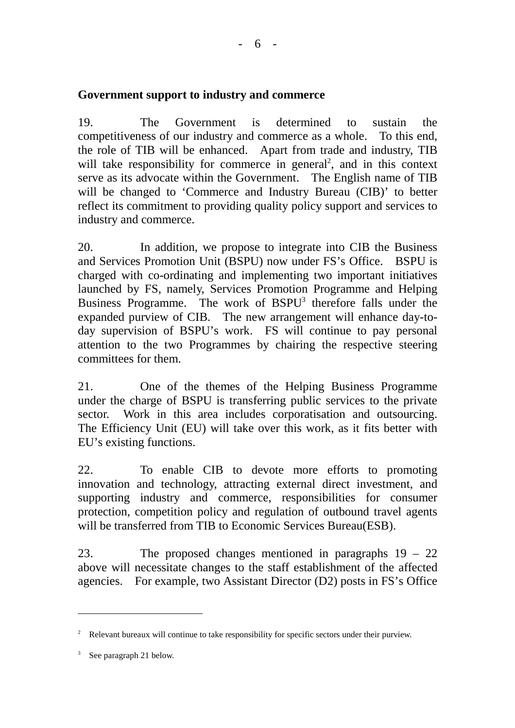**Government support to industry and commerce**

19. The Government is determined to sustain the competitiveness of our industry and commerce as a whole. To this end, the role of TIB will be enhanced. Apart from trade and industry, TIB will take responsibility for commerce in general[2], and in this context serve as its advocate within the Government. The English name of TIB will be changed to 'Commerce and Industry Bureau (CIB)' to better reflect its commitment to providing quality policy support and services to industry and commerce.

20. In addition, we propose to integrate into CIB the Business and Services Promotion Unit (BSPU) now under FS's Office. BSPU is charged with co-ordinating and implementing two important initiatives launched by FS, namely, Services Promotion Programme and Helping Business Programme. The work of BSPU[3] therefore falls under the expanded purview of CIB. The new arrangement will enhance day-to-day supervision of BSPU's work. FS will continue to pay personal attention to the two Programmes by chairing the respective steering committees for them.

21. One of the themes of the Helping Business Programme under the charge of BSPU is transferring public services to the private sector. Work in this area includes corporatisation and outsourcing. The Efficiency Unit (EU) will take over this work, as it fits better with EU's existing functions.

22. To enable CIB to devote more efforts to promoting innovation and technology, attracting external direct investment, and supporting industry and commerce, responsibilities for consumer protection, competition policy and regulation of outbound travel agents will be transferred from TIB to Economic Services Bureau(ESB).

23. The proposed changes mentioned in paragraphs 19 – 22 above will necessitate changes to the staff establishment of the affected agencies. For example, two Assistant Director (D2) posts in FS's Office

---

[2] Relevant bureaux will continue to take responsibility for specific sectors under their purview.

[3] See paragraph 21 below.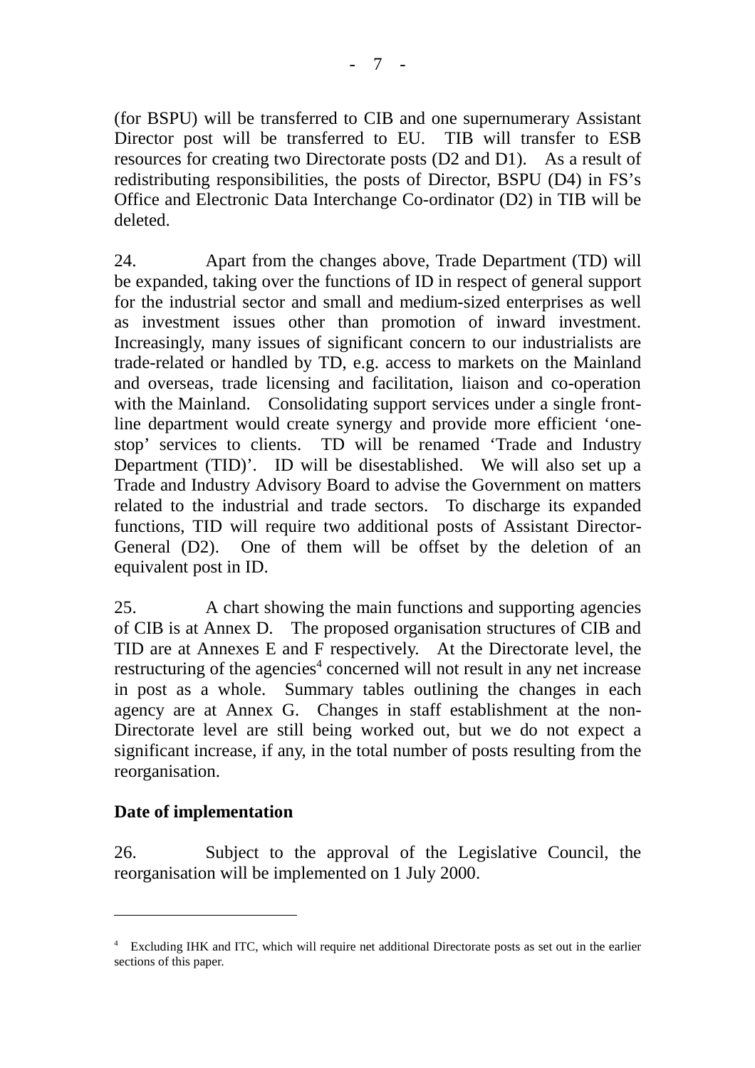(for BSPU) will be transferred to CIB and one supernumerary Assistant Director post will be transferred to EU. TIB will transfer to ESB resources for creating two Directorate posts (D2 and D1). As a result of redistributing responsibilities, the posts of Director, BSPU (D4) in FS's Office and Electronic Data Interchange Co-ordinator (D2) in TIB will be deleted.

24. Apart from the changes above, Trade Department (TD) will be expanded, taking over the functions of ID in respect of general support for the industrial sector and small and medium-sized enterprises as well as investment issues other than promotion of inward investment. Increasingly, many issues of significant concern to our industrialists are trade-related or handled by TD, e.g. access to markets on the Mainland and overseas, trade licensing and facilitation, liaison and co-operation with the Mainland. Consolidating support services under a single front-line department would create synergy and provide more efficient 'one-stop' services to clients. TD will be renamed 'Trade and Industry Department (TID)'. ID will be disestablished. We will also set up a Trade and Industry Advisory Board to advise the Government on matters related to the industrial and trade sectors. To discharge its expanded functions, TID will require two additional posts of Assistant Director-General (D2). One of them will be offset by the deletion of an equivalent post in ID.

25. A chart showing the main functions and supporting agencies of CIB is at Annex D. The proposed organisation structures of CIB and TID are at Annexes E and F respectively. At the Directorate level, the restructuring of the agencies[4] concerned will not result in any net increase in post as a whole. Summary tables outlining the changes in each agency are at Annex G. Changes in staff establishment at the non-Directorate level are still being worked out, but we do not expect a significant increase, if any, in the total number of posts resulting from the reorganisation.

**Date of implementation**

26. Subject to the approval of the Legislative Council, the reorganisation will be implemented on 1 July 2000.

---

[4] Excluding IHK and ITC, which will require net additional Directorate posts as set out in the earlier sections of this paper.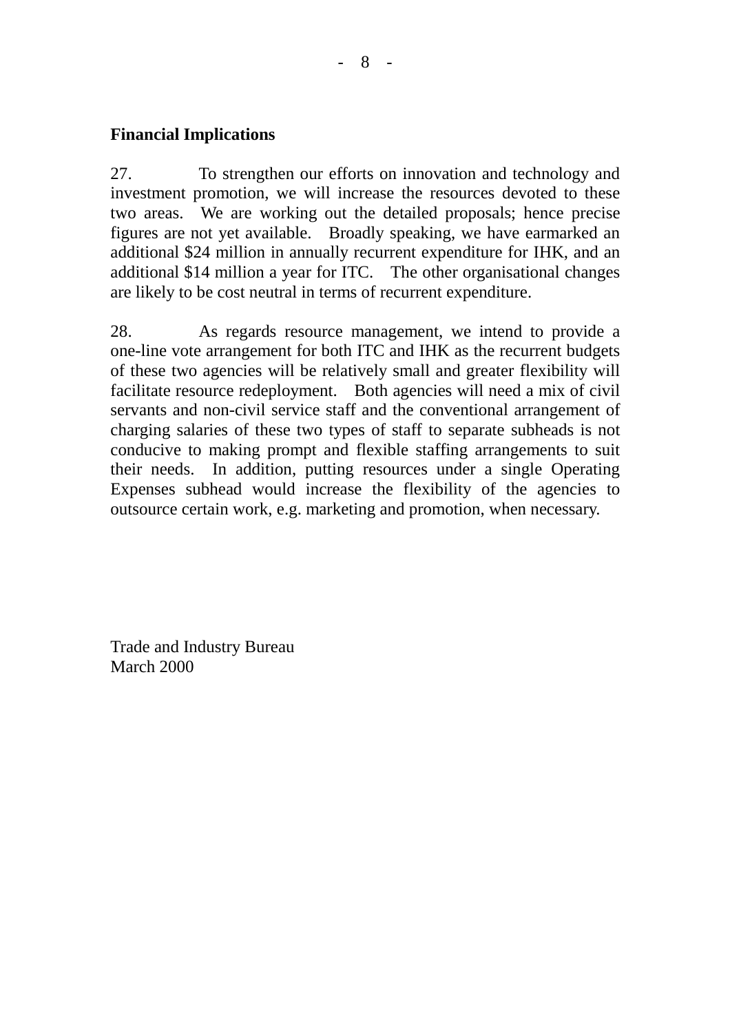**Financial Implications**

27. To strengthen our efforts on innovation and technology and investment promotion, we will increase the resources devoted to these two areas. We are working out the detailed proposals; hence precise figures are not yet available. Broadly speaking, we have earmarked an additional $24 million in annually recurrent expenditure for IHK, and an additional $14 million a year for ITC. The other organisational changes are likely to be cost neutral in terms of recurrent expenditure.

28. As regards resource management, we intend to provide a one-line vote arrangement for both ITC and IHK as the recurrent budgets of these two agencies will be relatively small and greater flexibility will facilitate resource redeployment. Both agencies will need a mix of civil servants and non-civil service staff and the conventional arrangement of charging salaries of these two types of staff to separate subheads is not conducive to making prompt and flexible staffing arrangements to suit their needs. In addition, putting resources under a single Operating Expenses subhead would increase the flexibility of the agencies to outsource certain work, e.g. marketing and promotion, when necessary.

Trade and Industry Bureau
March 2000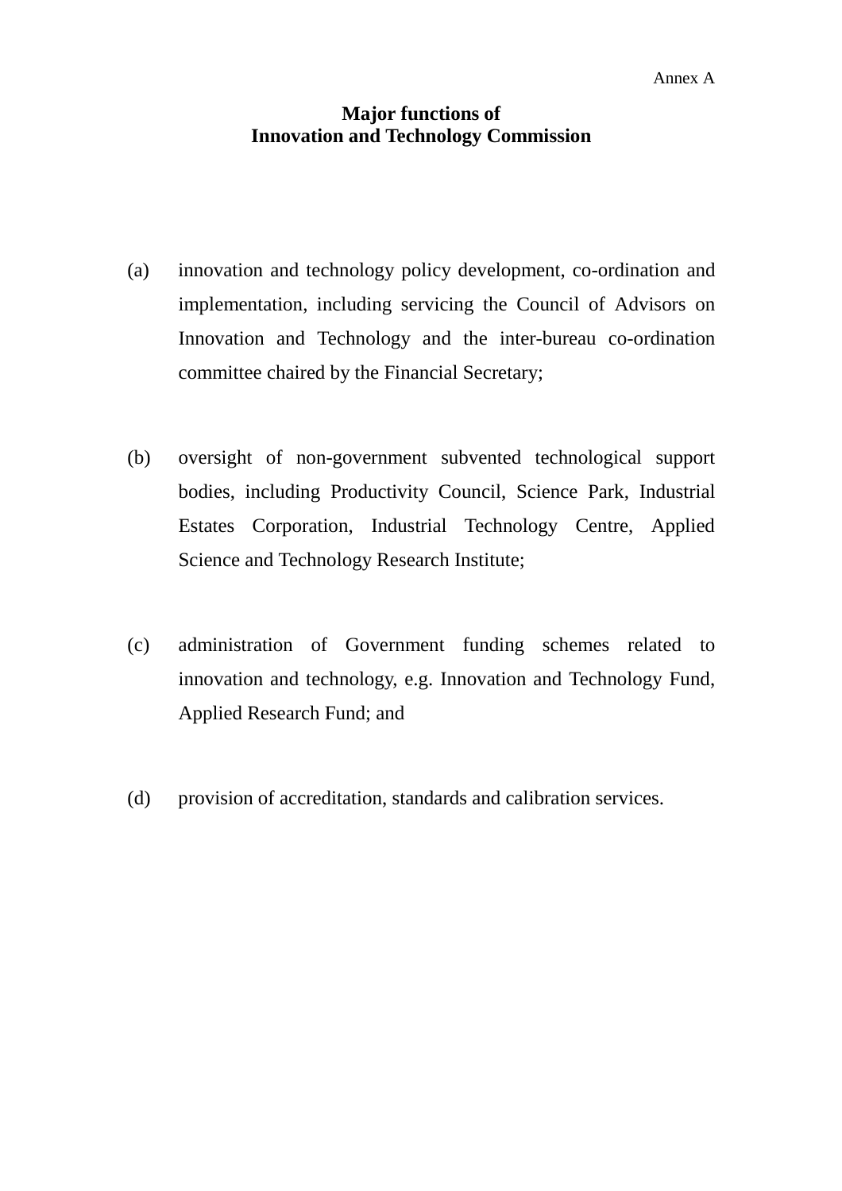Annex A

**Major functions of**
**Innovation and Technology Commission**

(a) innovation and technology policy development, co-ordination and implementation, including servicing the Council of Advisors on Innovation and Technology and the inter-bureau co-ordination committee chaired by the Financial Secretary;

(b) oversight of non-government subvented technological support bodies, including Productivity Council, Science Park, Industrial Estates Corporation, Industrial Technology Centre, Applied Science and Technology Research Institute;

(c) administration of Government funding schemes related to innovation and technology, e.g. Innovation and Technology Fund, Applied Research Fund; and

(d) provision of accreditation, standards and calibration services.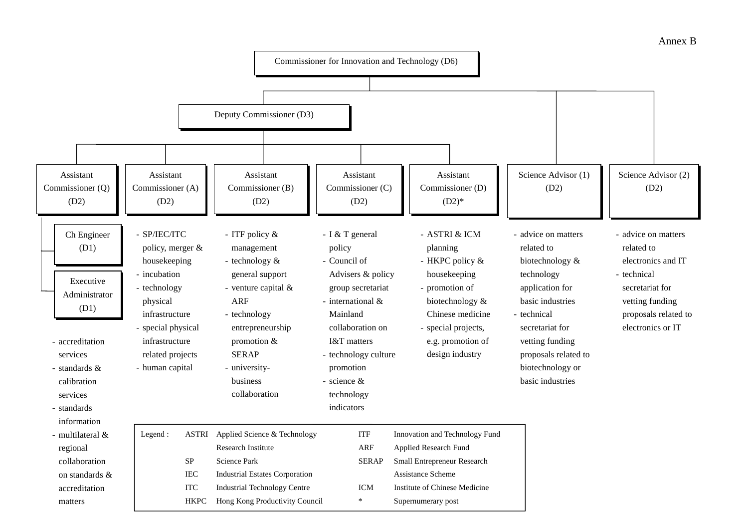Annex B

**Commissioner for Innovation and Technology (D6)**

- **Deputy Commissioner (D3)**
  - **Assistant Commissioner (Q) (D2)**
    - Ch Engineer (D1)
    - Executive Administrator (D1)
    - accreditation services
    - standards & calibration services
    - standards information
    - multilateral & regional collaboration on standards & accreditation matters
  - **Assistant Commissioner (A) (D2)**
    - SP/IEC/ITC policy, merger & housekeeping
    - incubation
    - technology physical infrastructure
    - special physical infrastructure related projects
    - human capital
  - **Assistant Commissioner (B) (D2)**
    - ITF policy & management
    - technology & general support
    - venture capital & ARF
    - technology entrepreneurship promotion & SERAP
    - university-business collaboration
  - **Assistant Commissioner (C) (D2)**
    - I & T general policy
    - Council of Advisers & policy group secretariat
    - international & Mainland collaboration on I&T matters
    - technology culture promotion
    - science & technology indicators
  - **Assistant Commissioner (D) (D2)***
    - ASTRI & ICM planning
    - HKPC policy & housekeeping
    - promotion of biotechnology & Chinese medicine
    - special projects, e.g. promotion of design industry
- **Science Advisor (1) (D2)**
  - advice on matters related to biotechnology & technology application for basic industries
  - technical secretariat for vetting funding proposals related to biotechnology or basic industries
- **Science Advisor (2) (D2)**
  - advice on matters related to electronics and IT
  - technical secretariat for vetting funding proposals related to electronics or IT

| Legend : | | | |
|---|---|---|---|
| ASTRI | Applied Science & Technology Research Institute | ITF | Innovation and Technology Fund |
| SP | Science Park | ARF | Applied Research Fund |
| IEC | Industrial Estates Corporation | SERAP | Small Entrepreneur Research Assistance Scheme |
| ITC | Industrial Technology Centre | ICM | Institute of Chinese Medicine |
| HKPC | Hong Kong Productivity Council | * | Supernumerary post |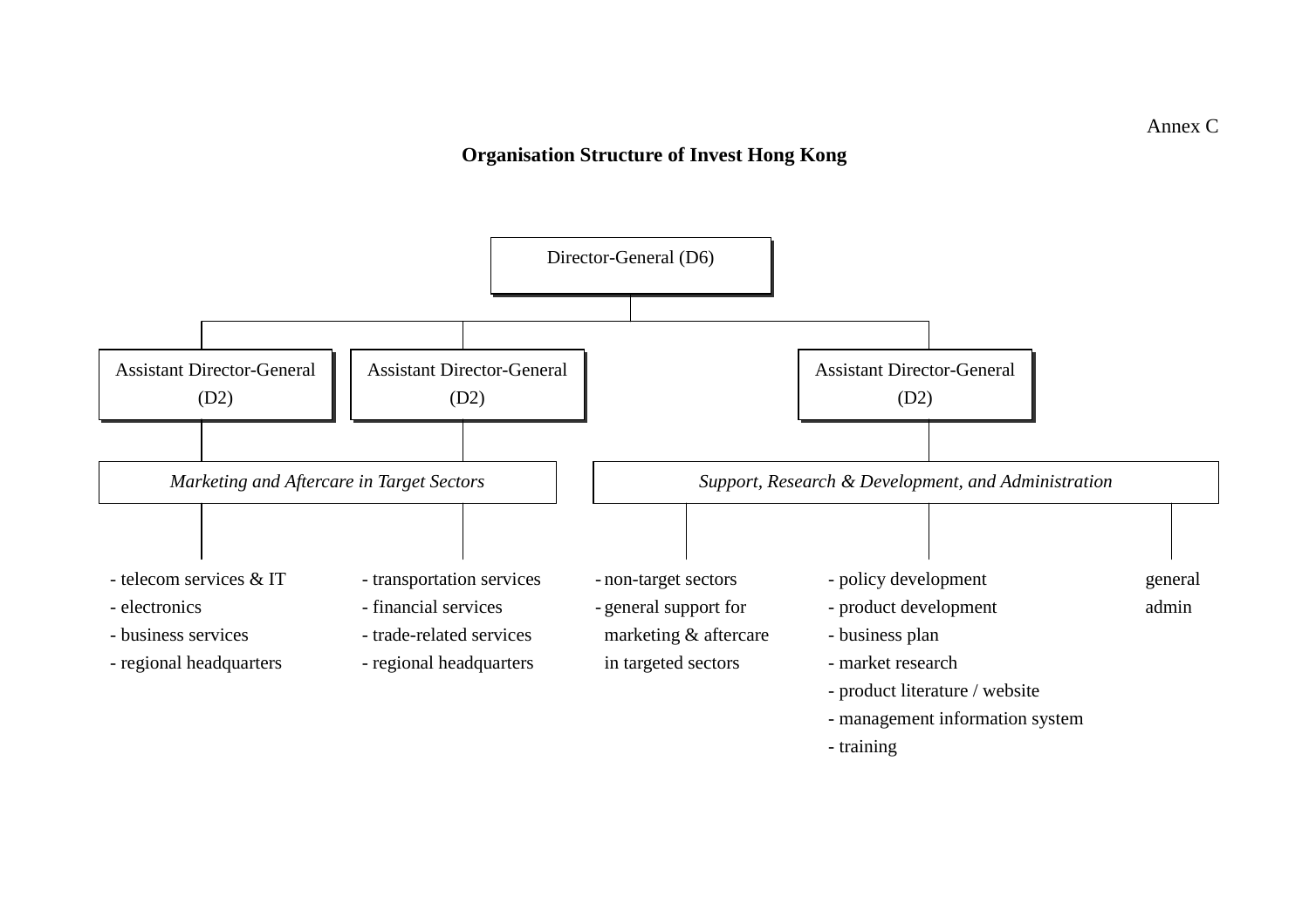Annex C

**Organisation Structure of Invest Hong Kong**

Director-General (D6)

- Assistant Director-General (D2)
- Assistant Director-General (D2)
- Assistant Director-General (D2)

*Marketing and Aftercare in Target Sectors*

- telecom services & IT
- electronics
- business services
- regional headquarters

- transportation services
- financial services
- trade-related services
- regional headquarters

*Support, Research & Development, and Administration*

- non-target sectors
- general support for marketing & aftercare in targeted sectors

- policy development
- product development
- business plan
- market research
- product literature / website
- management information system
- training

general admin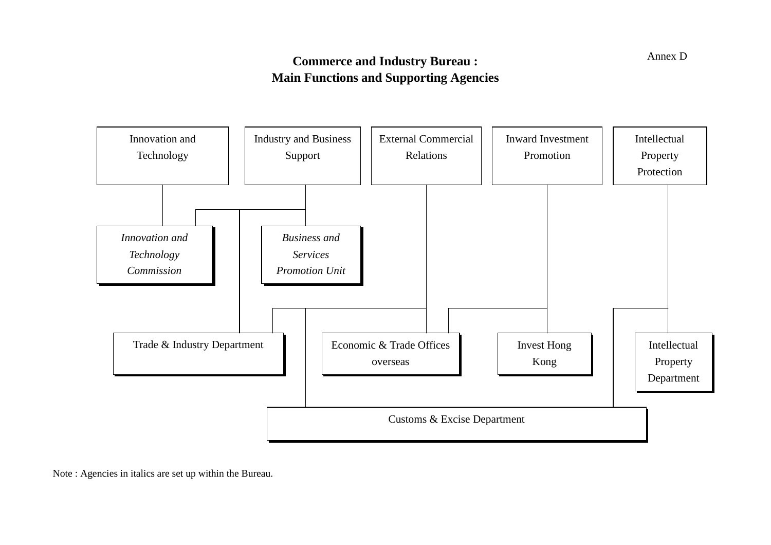Annex D

**Commerce and Industry Bureau :**
**Main Functions and Supporting Agencies**

**Main Functions:**

- Innovation and Technology
- Industry and Business Support
- External Commercial Relations
- Inward Investment Promotion
- Intellectual Property Protection

**Supporting Agencies:**

- *Innovation and Technology Commission*
- *Business and Services Promotion Unit*
- Trade & Industry Department
- Economic & Trade Offices overseas
- Invest Hong Kong
- Intellectual Property Department
- Customs & Excise Department

**Functions and supporting agencies:**

- Innovation and Technology: *Innovation and Technology Commission*
- Industry and Business Support: *Innovation and Technology Commission*; *Business and Services Promotion Unit*; Trade & Industry Department
- External Commercial Relations: Trade & Industry Department; Economic & Trade Offices overseas; Customs & Excise Department
- Inward Investment Promotion: Economic & Trade Offices overseas; Invest Hong Kong
- Intellectual Property Protection: Intellectual Property Department; Customs & Excise Department

Note : Agencies in italics are set up within the Bureau.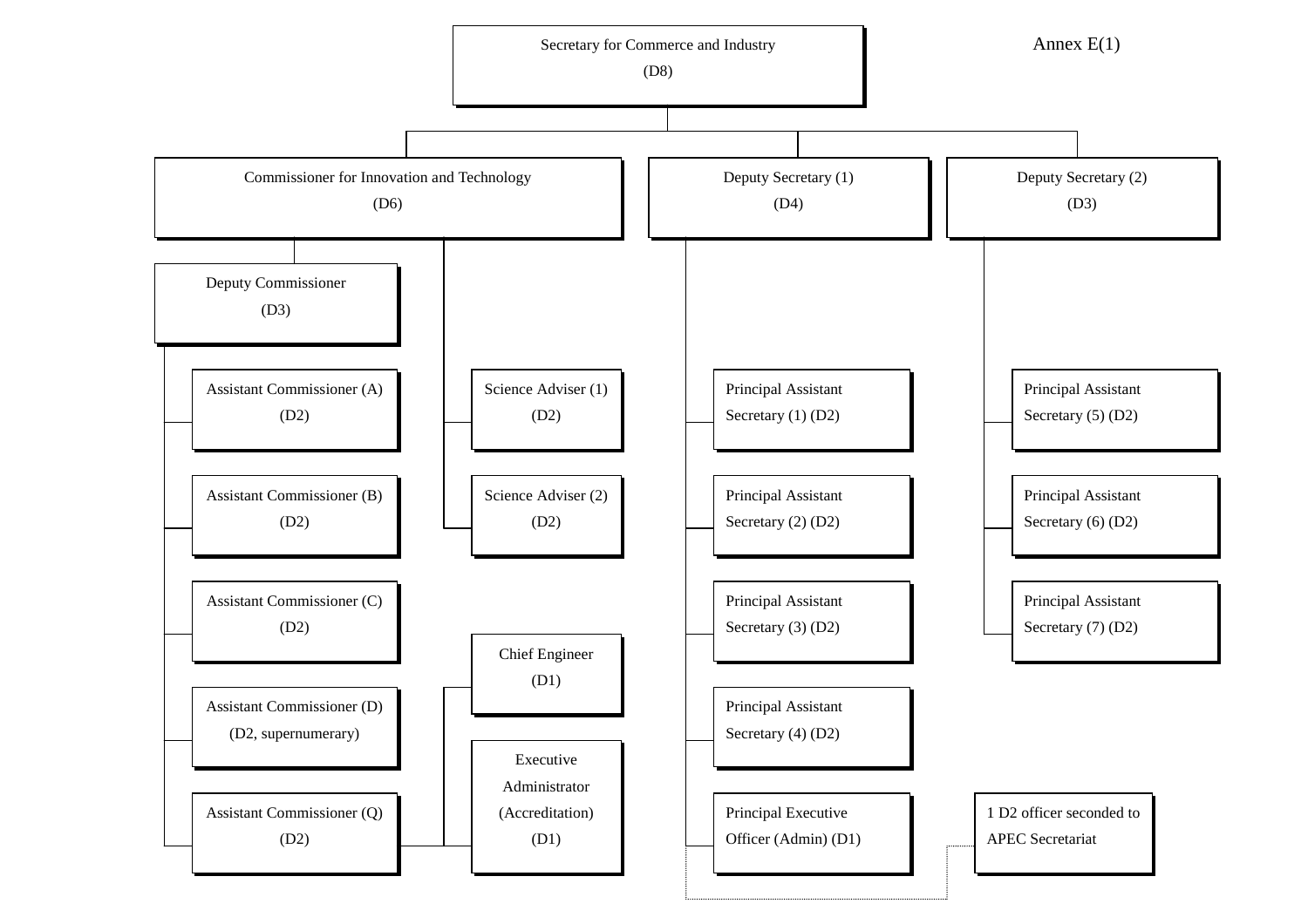Annex E(1)

- **Secretary for Commerce and Industry (D8)**
  - **Commissioner for Innovation and Technology (D6)**
    - Deputy Commissioner (D3)
      - Assistant Commissioner (A) (D2)
      - Assistant Commissioner (B) (D2)
      - Assistant Commissioner (C) (D2)
      - Assistant Commissioner (D) (D2, supernumerary)
      - Assistant Commissioner (Q) (D2)
        - Chief Engineer (D1)
        - Executive Administrator (Accreditation) (D1)
    - Science Adviser (1) (D2)
    - Science Adviser (2) (D2)
  - **Deputy Secretary (1) (D4)**
    - Principal Assistant Secretary (1) (D2)
    - Principal Assistant Secretary (2) (D2)
    - Principal Assistant Secretary (3) (D2)
    - Principal Assistant Secretary (4) (D2)
    - Principal Executive Officer (Admin) (D1)
    - 1 D2 officer seconded to APEC Secretariat
  - **Deputy Secretary (2) (D3)**
    - Principal Assistant Secretary (5) (D2)
    - Principal Assistant Secretary (6) (D2)
    - Principal Assistant Secretary (7) (D2)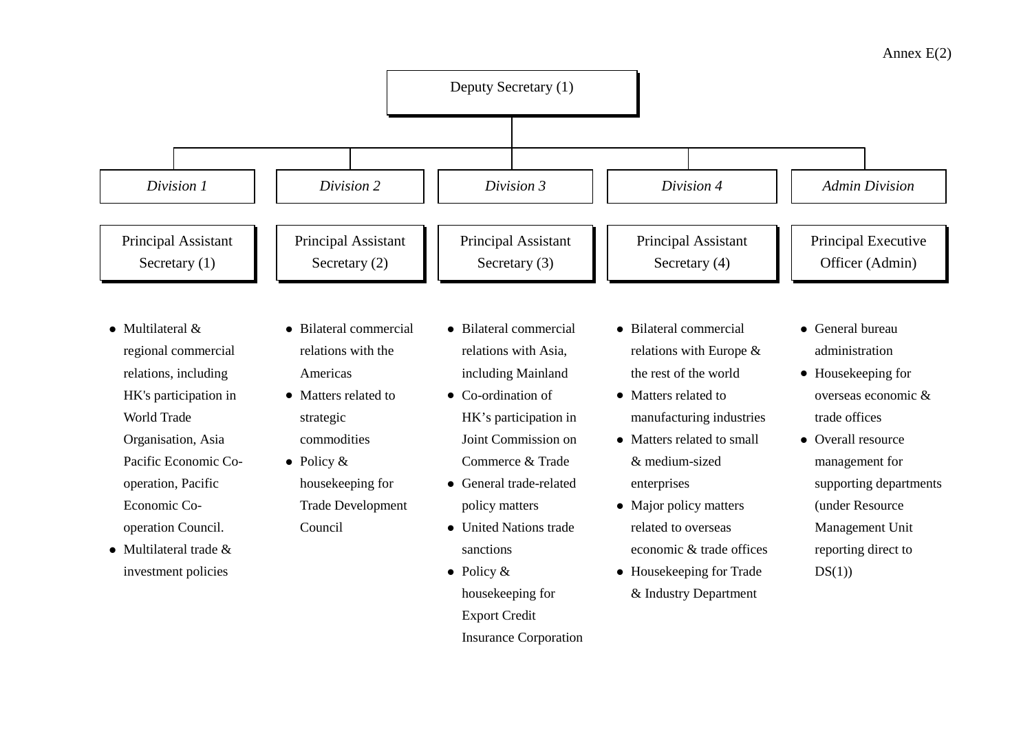Annex E(2)

**Deputy Secretary (1)**

| *Division 1* | *Division 2* | *Division 3* | *Division 4* | *Admin Division* |
|---|---|---|---|---|
| Principal Assistant Secretary (1) | Principal Assistant Secretary (2) | Principal Assistant Secretary (3) | Principal Assistant Secretary (4) | Principal Executive Officer (Admin) |
| • Multilateral & regional commercial relations, including HK's participation in World Trade Organisation, Asia Pacific Economic Co-operation, Pacific Economic Co-operation Council.<br>• Multilateral trade & investment policies | • Bilateral commercial relations with the Americas<br>• Matters related to strategic commodities<br>• Policy & housekeeping for Trade Development Council | • Bilateral commercial relations with Asia, including Mainland<br>• Co-ordination of HK's participation in Joint Commission on Commerce & Trade<br>• General trade-related policy matters<br>• United Nations trade sanctions<br>• Policy & housekeeping for Export Credit Insurance Corporation | • Bilateral commercial relations with Europe & the rest of the world<br>• Matters related to manufacturing industries<br>• Matters related to small & medium-sized enterprises<br>• Major policy matters related to overseas economic & trade offices<br>• Housekeeping for Trade & Industry Department | • General bureau administration<br>• Housekeeping for overseas economic & trade offices<br>• Overall resource management for supporting departments (under Resource Management Unit reporting direct to DS(1)) |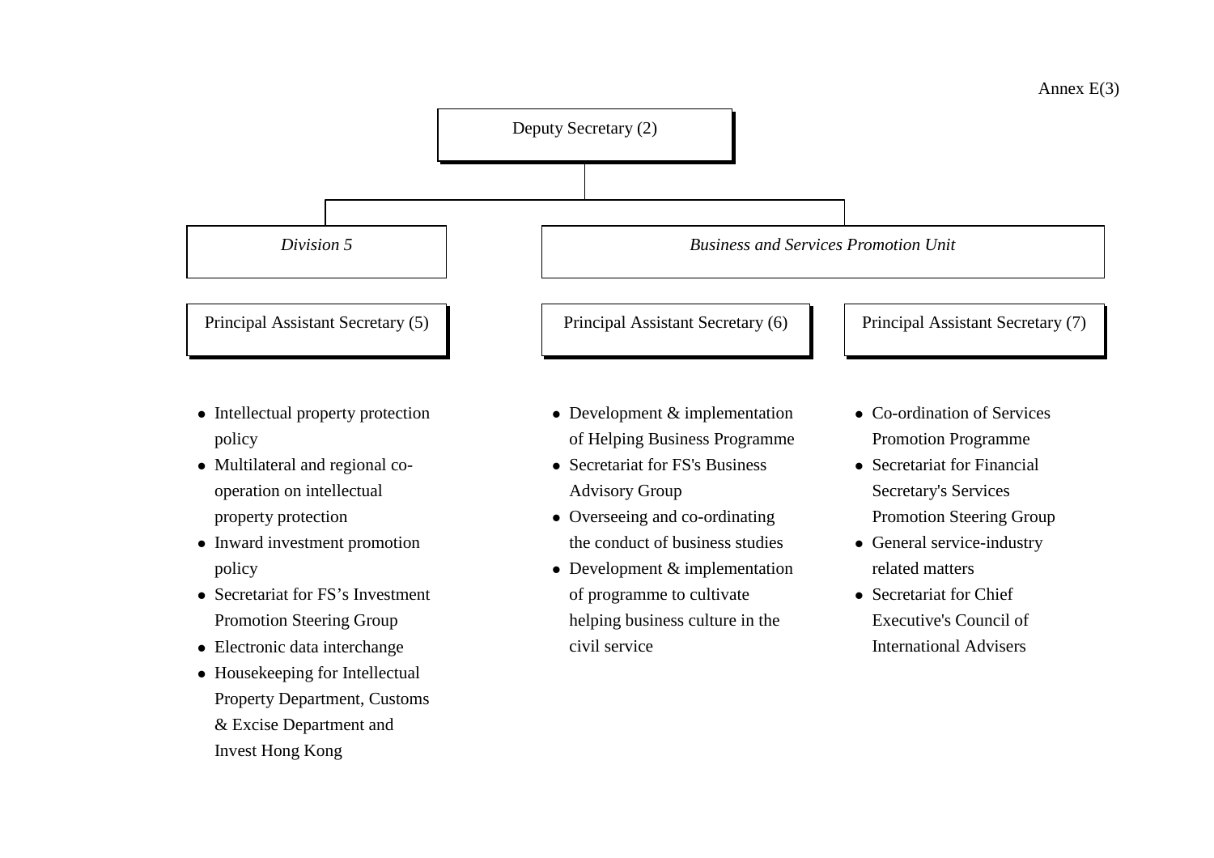Annex E(3)

**Deputy Secretary (2)**

## *Division 5*

### Principal Assistant Secretary (5)

- Intellectual property protection policy
- Multilateral and regional co-operation on intellectual property protection
- Inward investment promotion policy
- Secretariat for FS's Investment Promotion Steering Group
- Electronic data interchange
- Housekeeping for Intellectual Property Department, Customs & Excise Department and Invest Hong Kong

## *Business and Services Promotion Unit*

### Principal Assistant Secretary (6)

- Development & implementation of Helping Business Programme
- Secretariat for FS's Business Advisory Group
- Overseeing and co-ordinating the conduct of business studies
- Development & implementation of programme to cultivate helping business culture in the civil service

### Principal Assistant Secretary (7)

- Co-ordination of Services Promotion Programme
- Secretariat for Financial Secretary's Services Promotion Steering Group
- General service-industry related matters
- Secretariat for Chief Executive's Council of International Advisers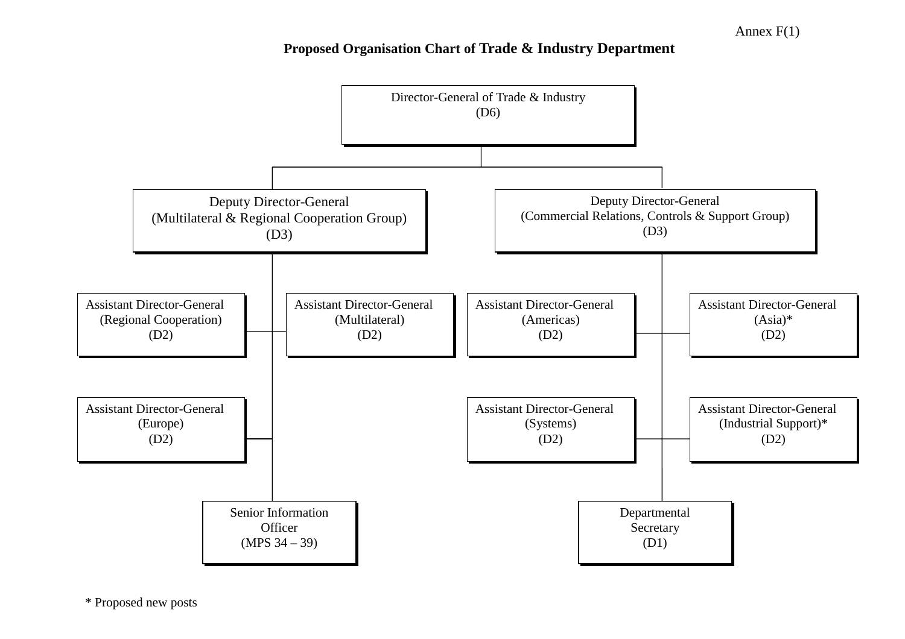Annex F(1)

**Proposed Organisation Chart of Trade & Industry Department**

- Director-General of Trade & Industry (D6)
  - Deputy Director-General (Multilateral & Regional Cooperation Group) (D3)
    - Assistant Director-General (Regional Cooperation) (D2)
    - Assistant Director-General (Multilateral) (D2)
    - Assistant Director-General (Europe) (D2)
    - Senior Information Officer (MPS 34 – 39)
  - Deputy Director-General (Commercial Relations, Controls & Support Group) (D3)
    - Assistant Director-General (Americas) (D2)
    - Assistant Director-General (Asia)* (D2)
    - Assistant Director-General (Systems) (D2)
    - Assistant Director-General (Industrial Support)* (D2)
    - Departmental Secretary (D1)

\* Proposed new posts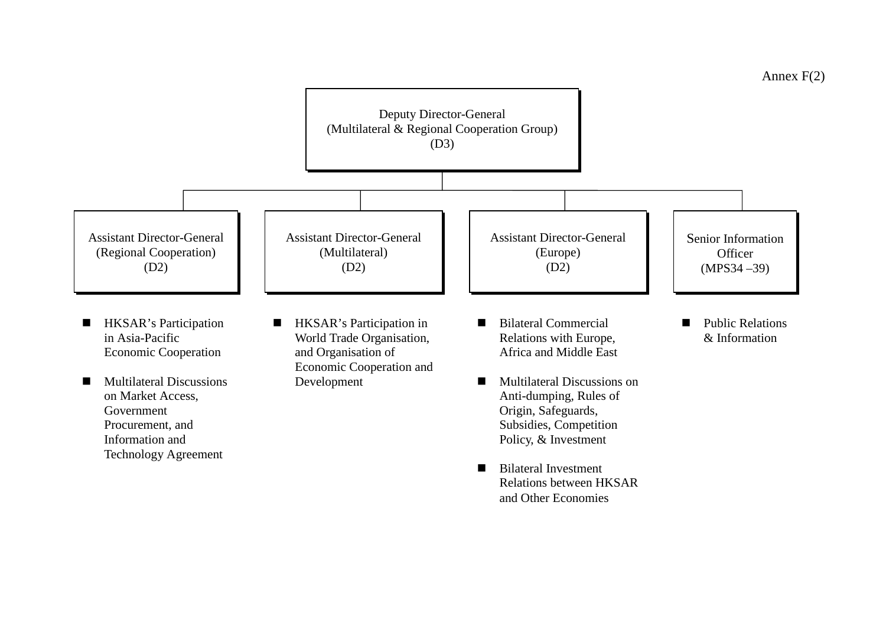Annex F(2)

**Deputy Director-General**
**(Multilateral & Regional Cooperation Group)**
**(D3)**

- **Assistant Director-General (Regional Cooperation) (D2)**
  - HKSAR's Participation in Asia-Pacific Economic Cooperation
  - Multilateral Discussions on Market Access, Government Procurement, and Information and Technology Agreement

- **Assistant Director-General (Multilateral) (D2)**
  - HKSAR's Participation in World Trade Organisation, and Organisation of Economic Cooperation and Development

- **Assistant Director-General (Europe) (D2)**
  - Bilateral Commercial Relations with Europe, Africa and Middle East
  - Multilateral Discussions on Anti-dumping, Rules of Origin, Safeguards, Subsidies, Competition Policy, & Investment
  - Bilateral Investment Relations between HKSAR and Other Economies

- **Senior Information Officer (MPS34 –39)**
  - Public Relations & Information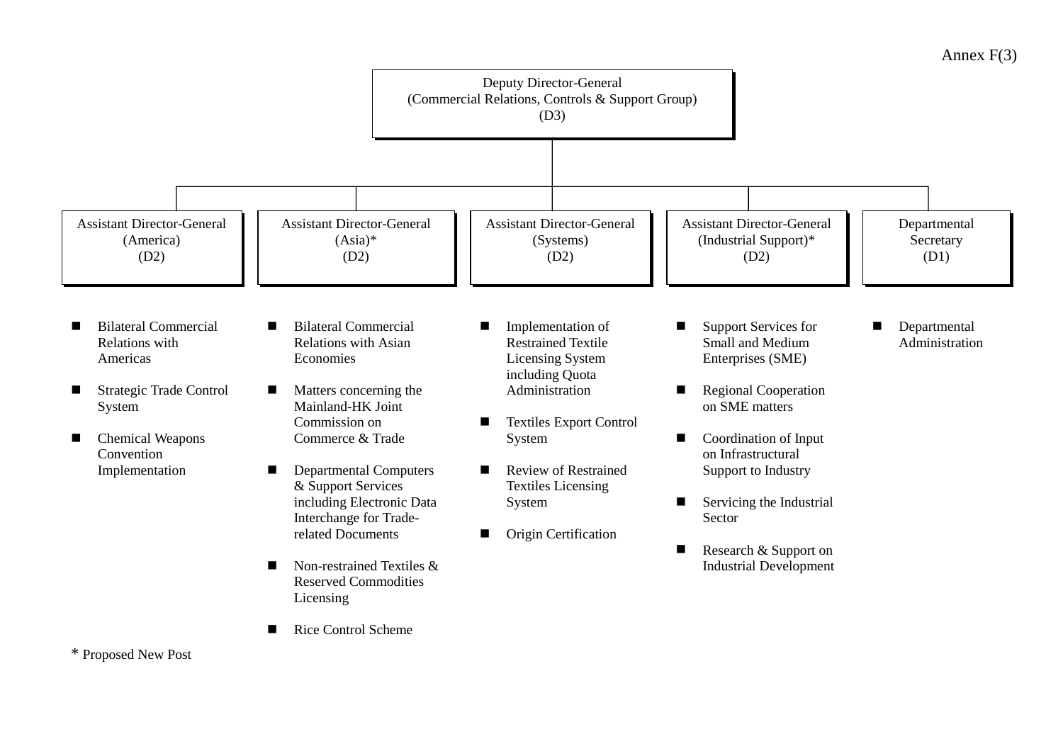Annex F(3)

**Deputy Director-General**
**(Commercial Relations, Controls & Support Group)**
**(D3)**

**Assistant Director-General (America) (D2)**

- Bilateral Commercial Relations with Americas
- Strategic Trade Control System
- Chemical Weapons Convention Implementation

**Assistant Director-General (Asia)* (D2)**

- Bilateral Commercial Relations with Asian Economies
- Matters concerning the Mainland-HK Joint Commission on Commerce & Trade
- Departmental Computers & Support Services including Electronic Data Interchange for Trade-related Documents
- Non-restrained Textiles & Reserved Commodities Licensing
- Rice Control Scheme

**Assistant Director-General (Systems) (D2)**

- Implementation of Restrained Textile Licensing System including Quota Administration
- Textiles Export Control System
- Review of Restrained Textiles Licensing System
- Origin Certification

**Assistant Director-General (Industrial Support)* (D2)**

- Support Services for Small and Medium Enterprises (SME)
- Regional Cooperation on SME matters
- Coordination of Input on Infrastructural Support to Industry
- Servicing the Industrial Sector
- Research & Support on Industrial Development

**Departmental Secretary (D1)**

- Departmental Administration

* Proposed New Post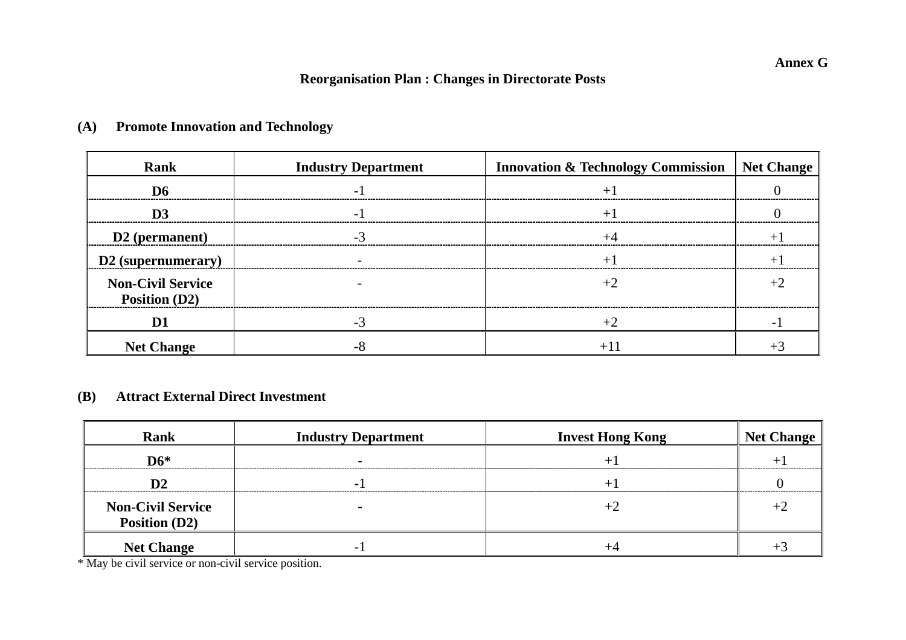**Annex G**

## Reorganisation Plan : Changes in Directorate Posts

### (A) Promote Innovation and Technology

| Rank | Industry Department | Innovation & Technology Commission | Net Change |
|---|---|---|---|
| **D6** | -1 | +1 | 0 |
| **D3** | -1 | +1 | 0 |
| **D2 (permanent)** | -3 | +4 | +1 |
| **D2 (supernumerary)** | - | +1 | +1 |
| **Non-Civil Service Position (D2)** | - | +2 | +2 |
| **D1** | -3 | +2 | -1 |
| **Net Change** | -8 | +11 | +3 |

### (B) Attract External Direct Investment

| Rank | Industry Department | Invest Hong Kong | Net Change |
|---|---|---|---|
| **D6*** | - | +1 | +1 |
| **D2** | -1 | +1 | 0 |
| **Non-Civil Service Position (D2)** | - | +2 | +2 |
| **Net Change** | -1 | +4 | +3 |

* May be civil service or non-civil service position.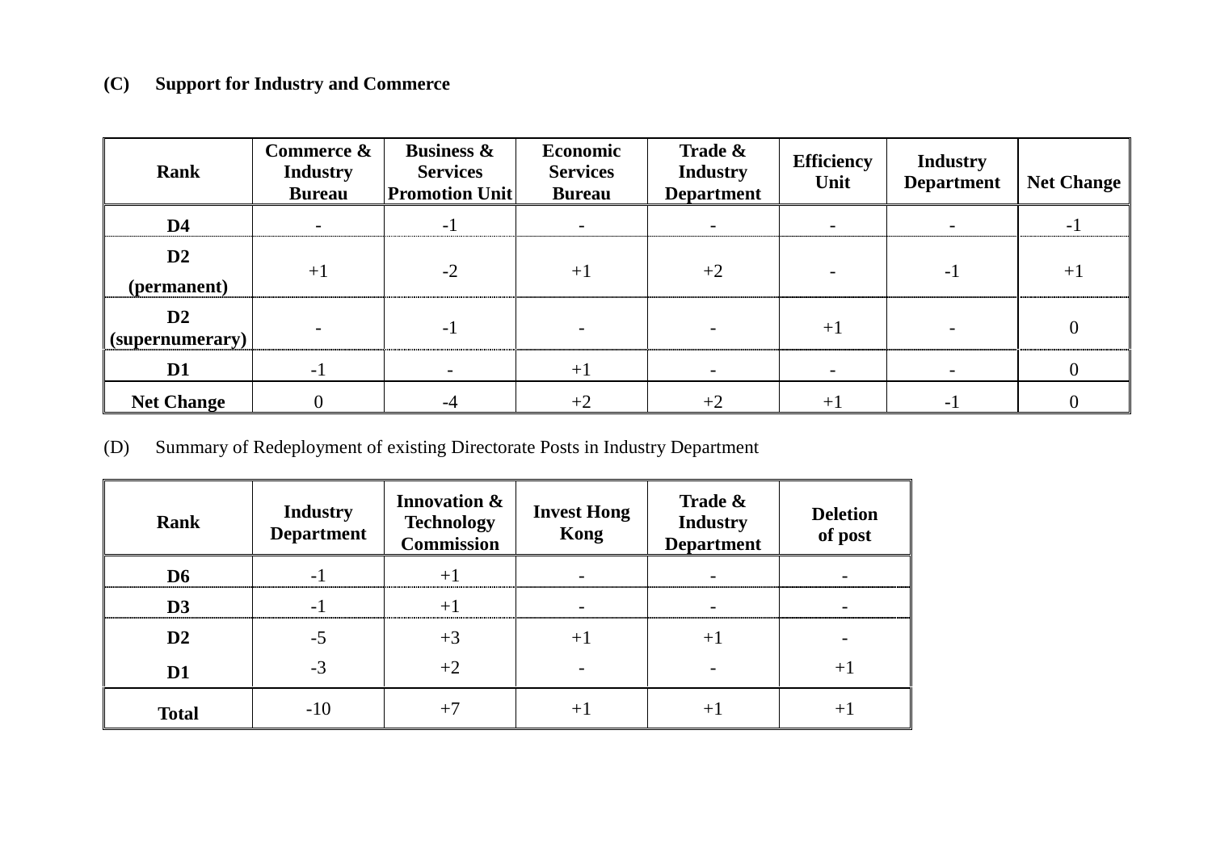**(C) Support for Industry and Commerce**

| Rank | Commerce & Industry Bureau | Business & Services Promotion Unit | Economic Services Bureau | Trade & Industry Department | Efficiency Unit | Industry Department | Net Change |
|---|---|---|---|---|---|---|---|
| **D4** | - | -1 | - | - | - | - | -1 |
| **D2 (permanent)** | +1 | -2 | +1 | +2 | - | -1 | +1 |
| **D2 (supernumerary)** | - | -1 | - | - | +1 | - | 0 |
| **D1** | -1 | - | +1 | - | - | - | 0 |
| **Net Change** | 0 | -4 | +2 | +2 | +1 | -1 | 0 |

(D) Summary of Redeployment of existing Directorate Posts in Industry Department

| Rank | Industry Department | Innovation & Technology Commission | Invest Hong Kong | Trade & Industry Department | Deletion of post |
|---|---|---|---|---|---|
| **D6** | -1 | +1 | - | - | - |
| **D3** | -1 | +1 | - | - | - |
| **D2** | -5 | +3 | +1 | +1 | - |
| **D1** | -3 | +2 | - | - | +1 |
| **Total** | -10 | +7 | +1 | +1 | +1 |